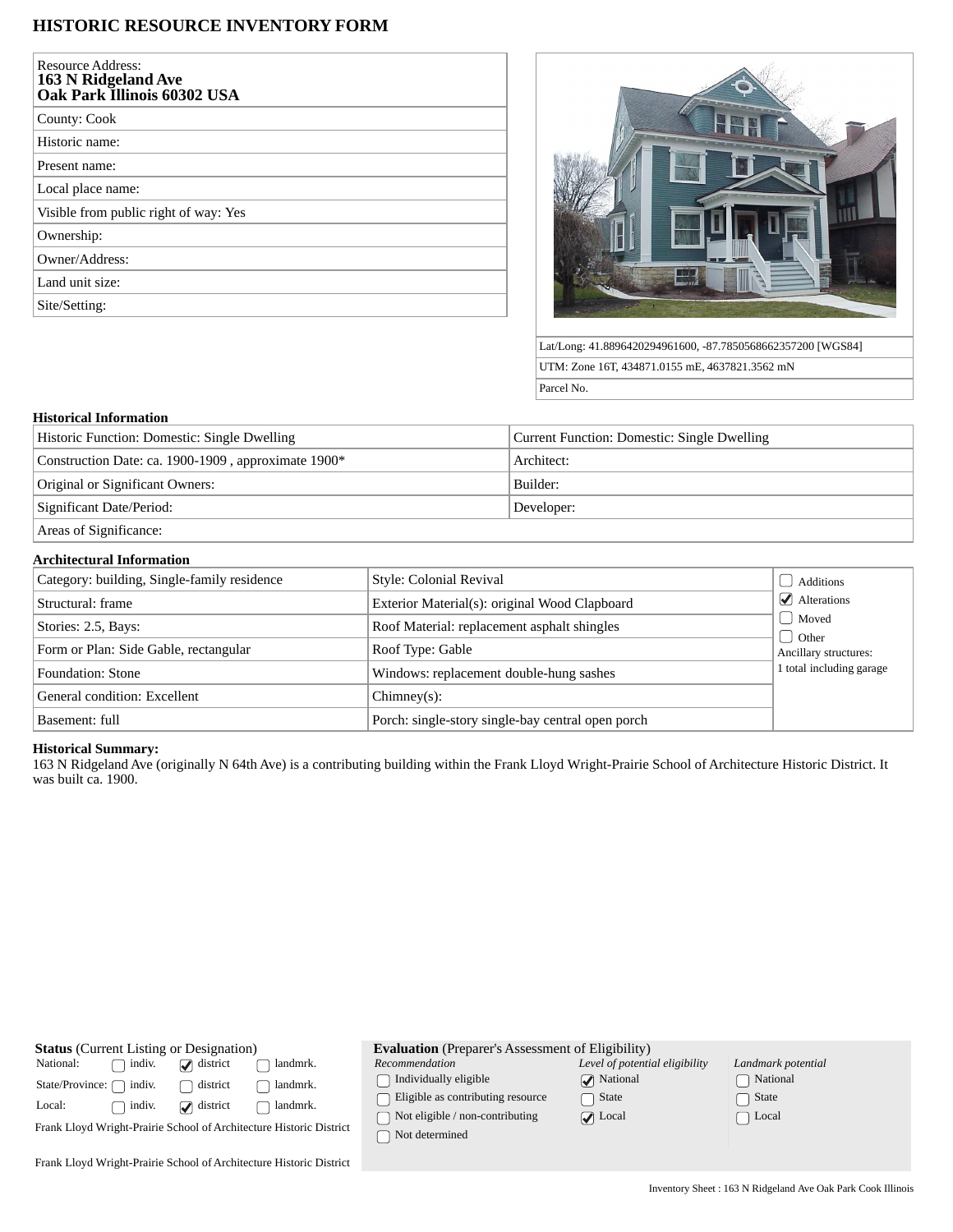# HISTORIC RESOURCE INVENTORY FORM

| Resource Address: **163 N Ridgeland Ave Oak Park Illinois 60302 USA** |
|---|
| County: Cook |
| Historic name: |
| Present name: |
| Local place name: |
| Visible from public right of way: Yes |
| Ownership: |
| Owner/Address: |
| Land unit size: |
| Site/Setting: |

| Lat/Long: 41.8896420294961600, -87.7850568662357200 [WGS84] |
|---|
| UTM: Zone 16T, 434871.0155 mE, 4637821.3562 mN |
| Parcel No. |

### Historical Information

| | |
|---|---|
| Historic Function: Domestic: Single Dwelling | Current Function: Domestic: Single Dwelling |
| Construction Date: ca. 1900-1909 , approximate 1900* | Architect: |
| Original or Significant Owners: | Builder: |
| Significant Date/Period: | Developer: |
| Areas of Significance: | |

### Architectural Information

| | | |
|---|---|---|
| Category: building, Single-family residence | Style: Colonial Revival | ☐ Additions |
| Structural: frame | Exterior Material(s): original Wood Clapboard | ☑ Alterations |
| Stories: 2.5, Bays: | Roof Material: replacement asphalt shingles | ☐ Moved |
| Form or Plan: Side Gable, rectangular | Roof Type: Gable | ☐ Other |
| Foundation: Stone | Windows: replacement double-hung sashes | Ancillary structures: 1 total including garage |
| General condition: Excellent | Chimney(s): | |
| Basement: full | Porch: single-story single-bay central open porch | |

**Historical Summary:**
163 N Ridgeland Ave (originally N 64th Ave) is a contributing building within the Frank Lloyd Wright-Prairie School of Architecture Historic District. It was built ca. 1900.

**Status** (Current Listing or Designation)

| | | | |
|---|---|---|---|
| National: | ☐ indiv. | ☑ district | ☐ landmrk. |
| State/Province: | ☐ indiv. | ☐ district | ☐ landmrk. |
| Local: | ☐ indiv. | ☑ district | ☐ landmrk. |

Frank Lloyd Wright-Prairie School of Architecture Historic District

Frank Lloyd Wright-Prairie School of Architecture Historic District

**Evaluation** (Preparer's Assessment of Eligibility)

| *Recommendation* | *Level of potential eligibility* | *Landmark potential* |
|---|---|---|
| ☐ Individually eligible | ☑ National | ☐ National |
| ☐ Eligible as contributing resource | ☐ State | ☐ State |
| ☐ Not eligible / non-contributing | ☑ Local | ☐ Local |
| ☐ Not determined | | |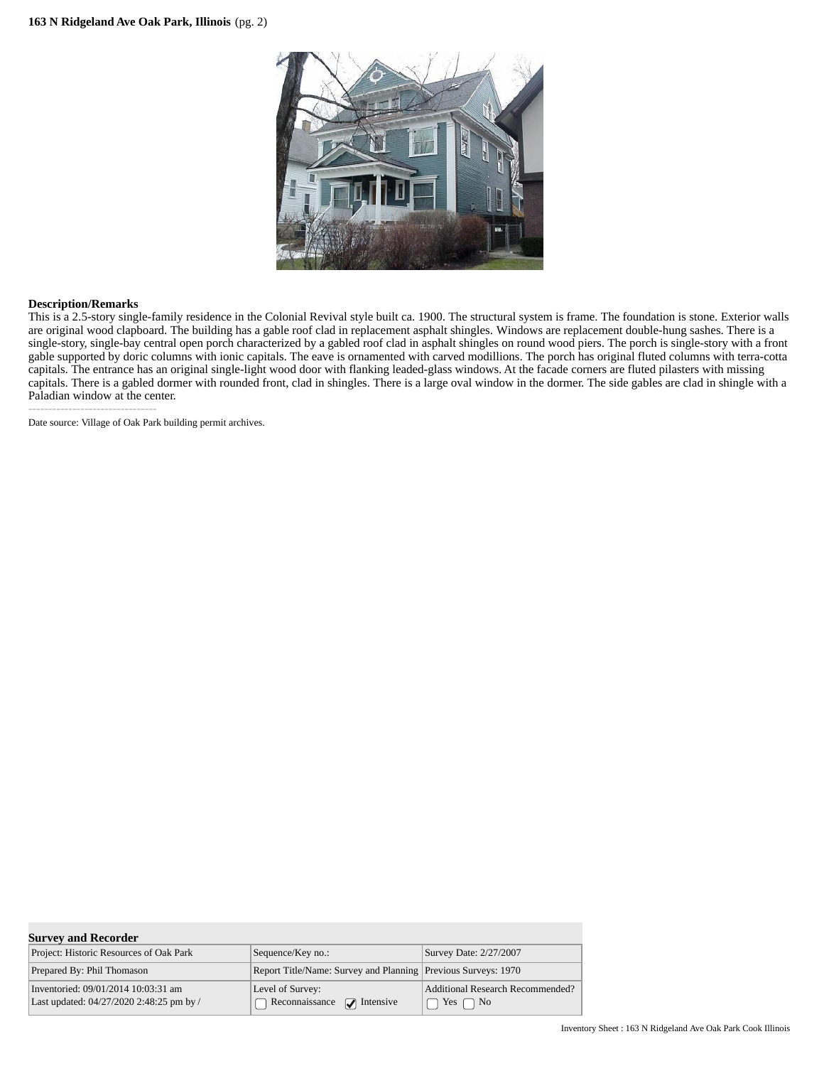**163 N Ridgeland Ave Oak Park, Illinois** (pg. 2)

**Description/Remarks**

This is a 2.5-story single-family residence in the Colonial Revival style built ca. 1900. The structural system is frame. The foundation is stone. Exterior walls are original wood clapboard. The building has a gable roof clad in replacement asphalt shingles. Windows are replacement double-hung sashes. There is a single-story, single-bay central open porch characterized by a gabled roof clad in asphalt shingles on round wood piers. The porch is single-story with a front gable supported by doric columns with ionic capitals. The eave is ornamented with carved modillions. The porch has original fluted columns with terra-cotta capitals. The entrance has an original single-light wood door with flanking leaded-glass windows. At the facade corners are fluted pilasters with missing capitals. There is a gabled dormer with rounded front, clad in shingles. There is a large oval window in the dormer. The side gables are clad in shingle with a Paladian window at the center.

---

Date source: Village of Oak Park building permit archives.

**Survey and Recorder**

| | | |
|---|---|---|
| Project: Historic Resources of Oak Park | Sequence/Key no.: | Survey Date: 2/27/2007 |
| Prepared By: Phil Thomason | Report Title/Name: Survey and Planning | Previous Surveys: 1970 |
| Inventoried: 09/01/2014 10:03:31 am<br>Last updated: 04/27/2020 2:48:25 pm by / | Level of Survey:<br>☐ Reconnaissance ☑ Intensive | Additional Research Recommended?<br>☐ Yes ☐ No |

Inventory Sheet : 163 N Ridgeland Ave Oak Park Cook Illinois